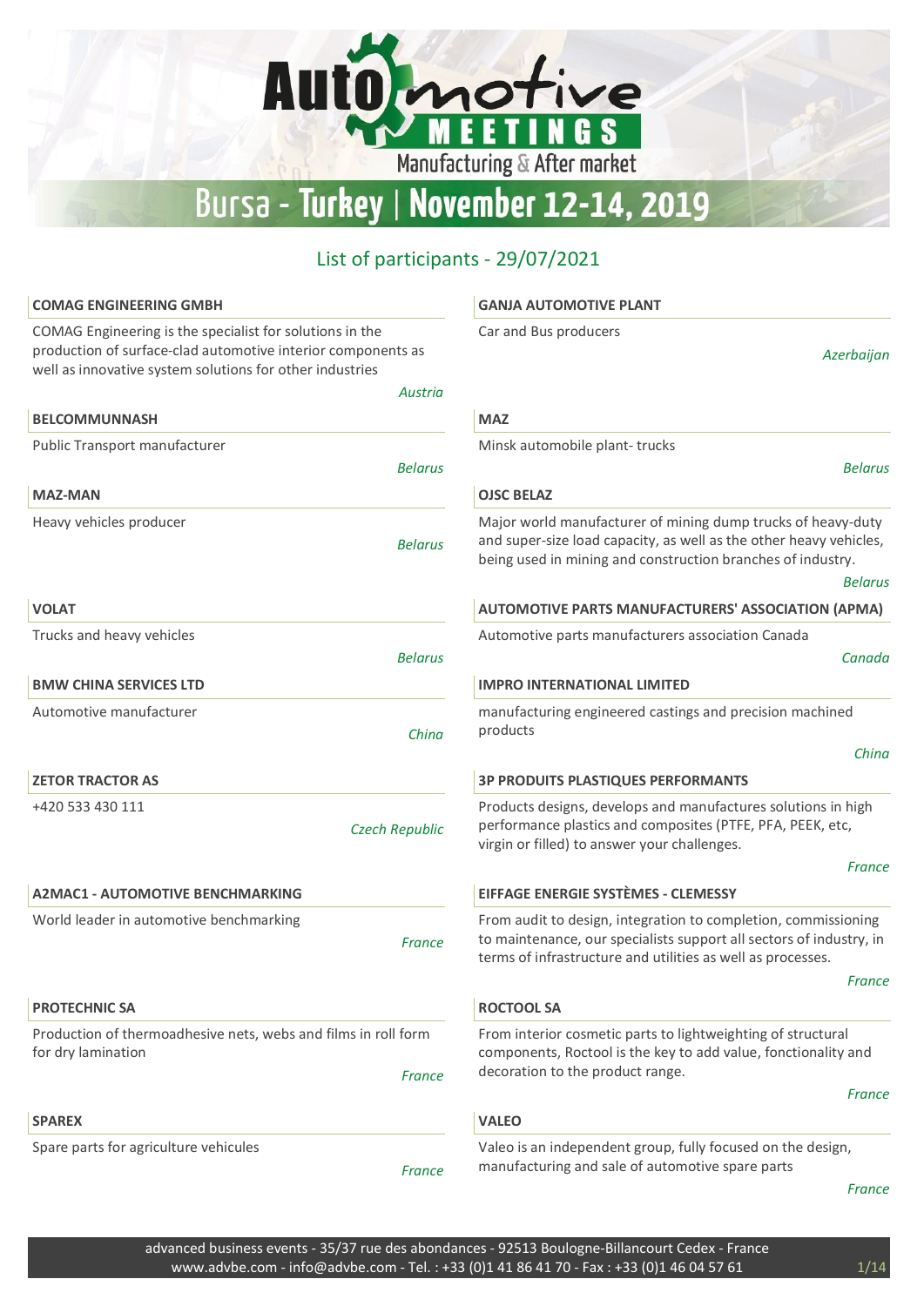# Automotive MEETINGS

Manufacturing & After market

## Bursa - Turkey | November 12-14, 2019

### List of participants - 29/07/2021

**COMAG ENGINEERING GMBH**

COMAG Engineering is the specialist for solutions in the production of surface-clad automotive interior components as well as innovative system solutions for other industries

*Austria*

**BELCOMMUNNASH**

Public Transport manufacturer

*Belarus*

**MAZ-MAN**

Heavy vehicles producer

*Belarus*

**VOLAT**

Trucks and heavy vehicles

*Belarus*

**BMW CHINA SERVICES LTD**

Automotive manufacturer

*China*

**ZETOR TRACTOR AS**

+420 533 430 111

*Czech Republic*

**A2MAC1 - AUTOMOTIVE BENCHMARKING**

World leader in automotive benchmarking

*France*

**PROTECHNIC SA**

Production of thermoadhesive nets, webs and films in roll form for dry lamination

*France*

**SPAREX**

Spare parts for agriculture vehicules

*France*

**GANJA AUTOMOTIVE PLANT**

Car and Bus producers

*Azerbaijan*

**MAZ**

Minsk automobile plant- trucks

*Belarus*

**OJSC BELAZ**

Major world manufacturer of mining dump trucks of heavy-duty and super-size load capacity, as well as the other heavy vehicles, being used in mining and construction branches of industry.

*Belarus*

**AUTOMOTIVE PARTS MANUFACTURERS' ASSOCIATION (APMA)**

Automotive parts manufacturers association Canada

*Canada*

**IMPRO INTERNATIONAL LIMITED**

manufacturing engineered castings and precision machined products

*China*

**3P PRODUITS PLASTIQUES PERFORMANTS**

Products designs, develops and manufactures solutions in high performance plastics and composites (PTFE, PFA, PEEK, etc, virgin or filled) to answer your challenges.

*France*

**EIFFAGE ENERGIE SYSTÈMES - CLEMESSY**

From audit to design, integration to completion, commissioning to maintenance, our specialists support all sectors of industry, in terms of infrastructure and utilities as well as processes.

*France*

**ROCTOOL SA**

From interior cosmetic parts to lightweighting of structural components, Roctool is the key to add value, fonctionality and decoration to the product range.

*France*

**VALEO**

Valeo is an independent group, fully focused on the design, manufacturing and sale of automotive spare parts

*France*

advanced business events - 35/37 rue des abondances - 92513 Boulogne-Billancourt Cedex - France
www.advbe.com - info@advbe.com - Tel. : +33 (0)1 41 86 41 70 - Fax : +33 (0)1 46 04 57 61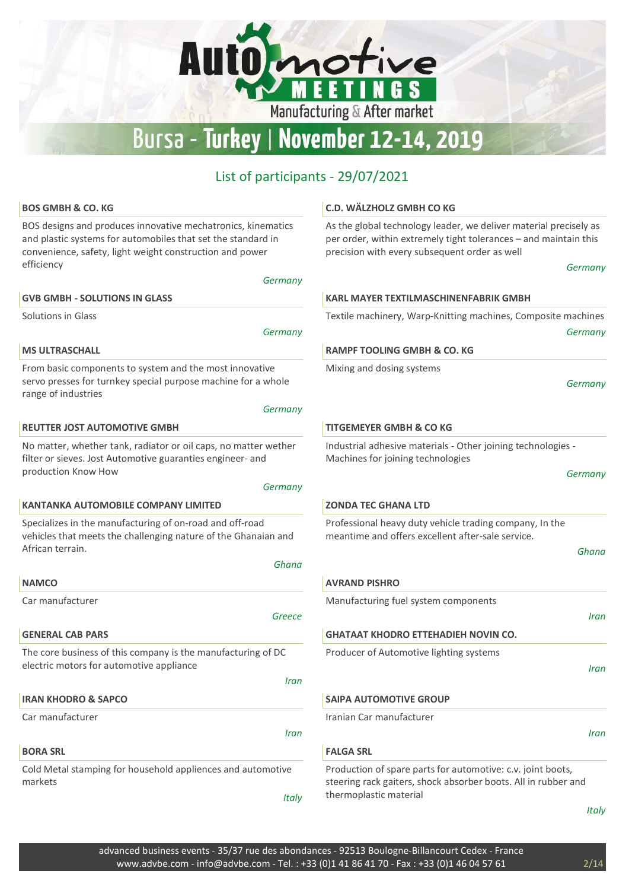# Automotive Meetings – Manufacturing & After market

## Bursa - Turkey | November 12-14, 2019

### List of participants - 29/07/2021

**BOS GMBH & CO. KG**

BOS designs and produces innovative mechatronics, kinematics and plastic systems for automobiles that set the standard in convenience, safety, light weight construction and power efficiency

*Germany*

**GVB GMBH - SOLUTIONS IN GLASS**

Solutions in Glass

*Germany*

**MS ULTRASCHALL**

From basic components to system and the most innovative servo presses for turnkey special purpose machine for a whole range of industries

*Germany*

**REUTTER JOST AUTOMOTIVE GMBH**

No matter, whether tank, radiator or oil caps, no matter wether filter or sieves. Jost Automotive guaranties engineer- and production Know How

*Germany*

**KANTANKA AUTOMOBILE COMPANY LIMITED**

Specializes in the manufacturing of on-road and off-road vehicles that meets the challenging nature of the Ghanaian and African terrain.

*Ghana*

**NAMCO**

Car manufacturer

*Greece*

**GENERAL CAB PARS**

The core business of this company is the manufacturing of DC electric motors for automotive appliance

*Iran*

**IRAN KHODRO & SAPCO**

Car manufacturer

*Iran*

**BORA SRL**

Cold Metal stamping for household appliences and automotive markets

*Italy*

**C.D. WÄLZHOLZ GMBH CO KG**

As the global technology leader, we deliver material precisely as per order, within extremely tight tolerances – and maintain this precision with every subsequent order as well

*Germany*

**KARL MAYER TEXTILMASCHINENFABRIK GMBH**

Textile machinery, Warp-Knitting machines, Composite machines

*Germany*

**RAMPF TOOLING GMBH & CO. KG**

Mixing and dosing systems

*Germany*

**TITGEMEYER GMBH & CO KG**

Industrial adhesive materials - Other joining technologies - Machines for joining technologies

*Germany*

**ZONDA TEC GHANA LTD**

Professional heavy duty vehicle trading company, In the meantime and offers excellent after-sale service.

*Ghana*

**AVRAND PISHRO**

Manufacturing fuel system components

*Iran*

**GHATAAT KHODRO ETTEHADIEH NOVIN CO.**

Producer of Automotive lighting systems

*Iran*

**SAIPA AUTOMOTIVE GROUP**

Iranian Car manufacturer

*Iran*

**FALGA SRL**

Production of spare parts for automotive: c.v. joint boots, steering rack gaiters, shock absorber boots. All in rubber and thermoplastic material

*Italy*

advanced business events - 35/37 rue des abondances - 92513 Boulogne-Billancourt Cedex - France
www.advbe.com - info@advbe.com - Tel. : +33 (0)1 41 86 41 70 - Fax : +33 (0)1 46 04 57 61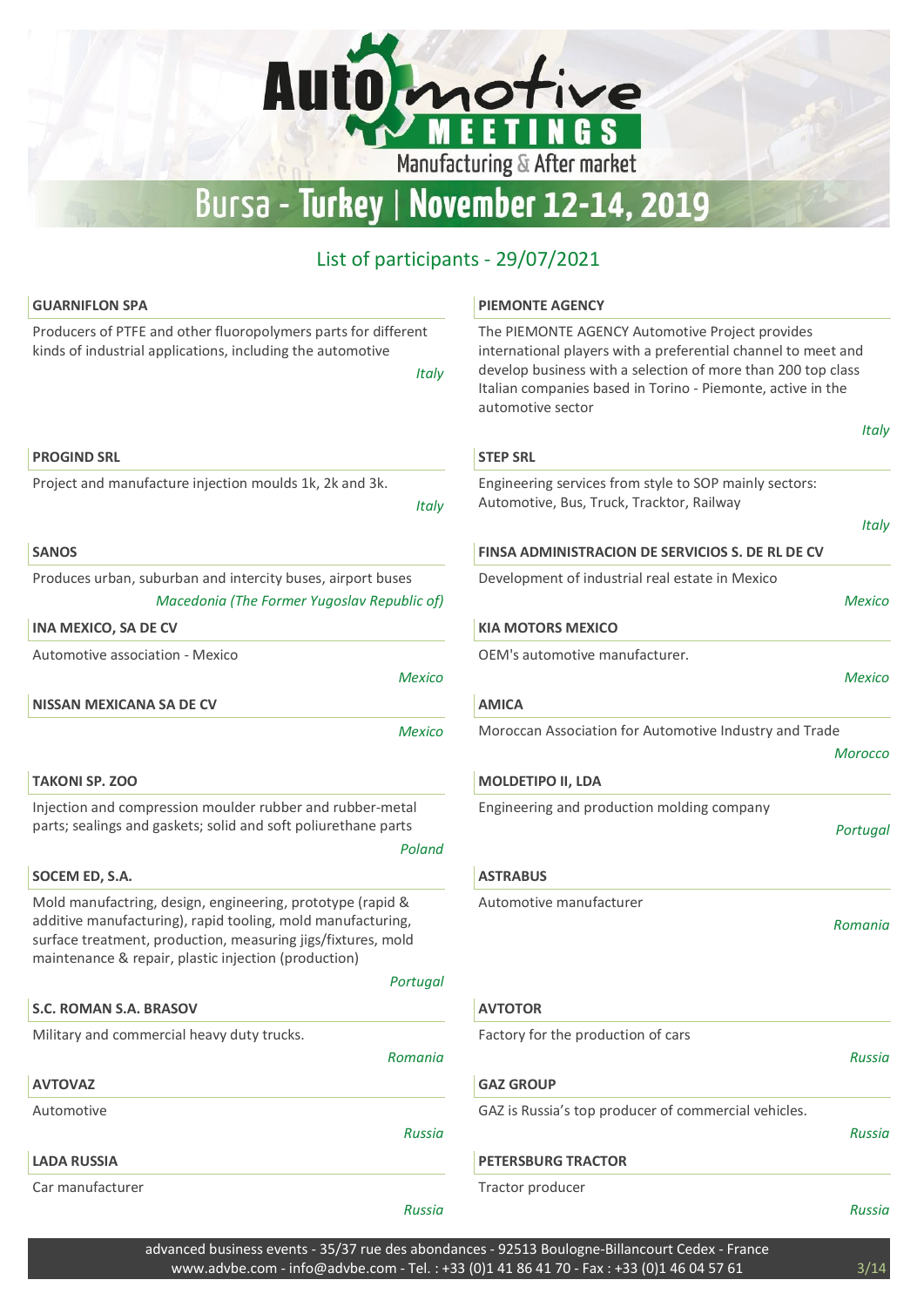# Automotive MEETINGS

Manufacturing & After market

## Bursa - Turkey | November 12-14, 2019

### List of participants - 29/07/2021

**GUARNIFLON SPA**

Producers of PTFE and other fluoropolymers parts for different kinds of industrial applications, including the automotive

*Italy*

**PIEMONTE AGENCY**

The PIEMONTE AGENCY Automotive Project provides international players with a preferential channel to meet and develop business with a selection of more than 200 top class Italian companies based in Torino - Piemonte, active in the automotive sector

*Italy*

**PROGIND SRL**

Project and manufacture injection moulds 1k, 2k and 3k.

*Italy*

**STEP SRL**

Engineering services from style to SOP mainly sectors: Automotive, Bus, Truck, Tracktor, Railway

*Italy*

**SANOS**

Produces urban, suburban and intercity buses, airport buses

*Macedonia (The Former Yugoslav Republic of)*

**FINSA ADMINISTRACION DE SERVICIOS S. DE RL DE CV**

Development of industrial real estate in Mexico

*Mexico*

**INA MEXICO, SA DE CV**

Automotive association - Mexico

*Mexico*

**KIA MOTORS MEXICO**

OEM's automotive manufacturer.

*Mexico*

**NISSAN MEXICANA SA DE CV**

*Mexico*

**AMICA**

Moroccan Association for Automotive Industry and Trade

*Morocco*

**TAKONI SP. ZOO**

Injection and compression moulder rubber and rubber-metal parts; sealings and gaskets; solid and soft poliurethane parts

*Poland*

**MOLDETIPO II, LDA**

Engineering and production molding company

*Portugal*

**SOCEM ED, S.A.**

Mold manufactring, design, engineering, prototype (rapid & additive manufacturing), rapid tooling, mold manufacturing, surface treatment, production, measuring jigs/fixtures, mold maintenance & repair, plastic injection (production)

*Portugal*

**ASTRABUS**

Automotive manufacturer

*Romania*

**S.C. ROMAN S.A. BRASOV**

Military and commercial heavy duty trucks.

*Romania*

**AVTOTOR**

Factory for the production of cars

*Russia*

**AVTOVAZ**

Automotive

*Russia*

**GAZ GROUP**

GAZ is Russia's top producer of commercial vehicles.

*Russia*

**LADA RUSSIA**

Car manufacturer

*Russia*

**PETERSBURG TRACTOR**

Tractor producer

*Russia*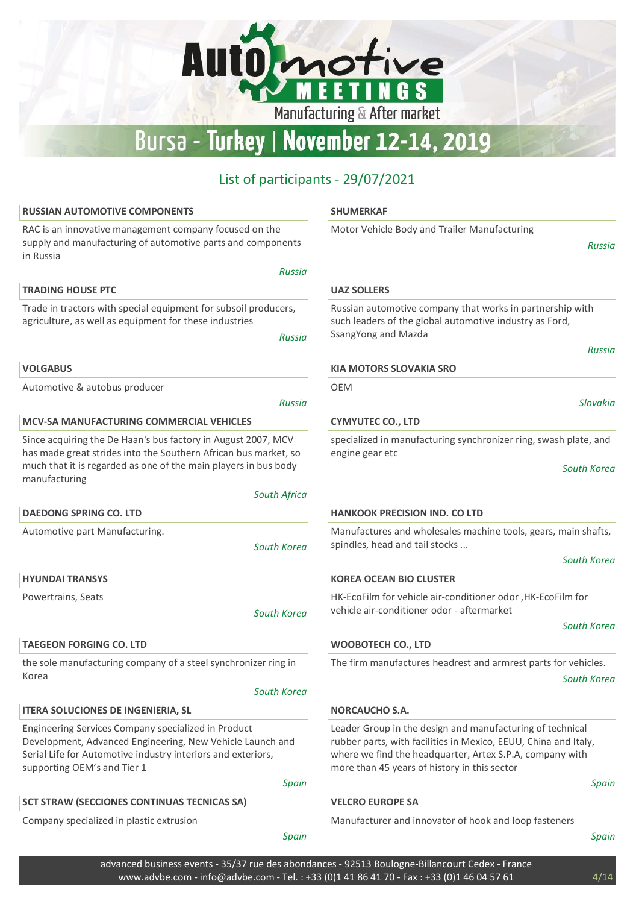# Automotive Meetings – Manufacturing & After market

## Bursa - Turkey | November 12-14, 2019

### List of participants - 29/07/2021

**RUSSIAN AUTOMOTIVE COMPONENTS**

RAC is an innovative management company focused on the supply and manufacturing of automotive parts and components in Russia

*Russia*

**TRADING HOUSE PTC**

Trade in tractors with special equipment for subsoil producers, agriculture, as well as equipment for these industries

*Russia*

**VOLGABUS**

Automotive & autobus producer

*Russia*

**MCV-SA MANUFACTURING COMMERCIAL VEHICLES**

Since acquiring the De Haan's bus factory in August 2007, MCV has made great strides into the Southern African bus market, so much that it is regarded as one of the main players in bus body manufacturing

*South Africa*

**DAEDONG SPRING CO. LTD**

Automotive part Manufacturing.

*South Korea*

**HYUNDAI TRANSYS**

Powertrains, Seats

*South Korea*

**TAEGEON FORGING CO. LTD**

the sole manufacturing company of a steel synchronizer ring in Korea

*South Korea*

**ITERA SOLUCIONES DE INGENIERIA, SL**

Engineering Services Company specialized in Product Development, Advanced Engineering, New Vehicle Launch and Serial Life for Automotive industry interiors and exteriors, supporting OEM's and Tier 1

*Spain*

**SCT STRAW (SECCIONES CONTINUAS TECNICAS SA)**

Company specialized in plastic extrusion

*Spain*

**SHUMERKAF**

Motor Vehicle Body and Trailer Manufacturing

*Russia*

**UAZ SOLLERS**

Russian automotive company that works in partnership with such leaders of the global automotive industry as Ford, SsangYong and Mazda

*Russia*

**KIA MOTORS SLOVAKIA SRO**

OEM

*Slovakia*

**CYMYUTEC CO., LTD**

specialized in manufacturing synchronizer ring, swash plate, and engine gear etc

*South Korea*

**HANKOOK PRECISION IND. CO LTD**

Manufactures and wholesales machine tools, gears, main shafts, spindles, head and tail stocks ...

*South Korea*

**KOREA OCEAN BIO CLUSTER**

HK-EcoFilm for vehicle air-conditioner odor ,HK-EcoFilm for vehicle air-conditioner odor - aftermarket

*South Korea*

**WOOBOTECH CO., LTD**

The firm manufactures headrest and armrest parts for vehicles.

*South Korea*

**NORCAUCHO S.A.**

Leader Group in the design and manufacturing of technical rubber parts, with facilities in Mexico, EEUU, China and Italy, where we find the headquarter, Artex S.P.A, company with more than 45 years of history in this sector

*Spain*

**VELCRO EUROPE SA**

Manufacturer and innovator of hook and loop fasteners

*Spain*

advanced business events - 35/37 rue des abondances - 92513 Boulogne-Billancourt Cedex - France
www.advbe.com - info@advbe.com - Tel. : +33 (0)1 41 86 41 70 - Fax : +33 (0)1 46 04 57 61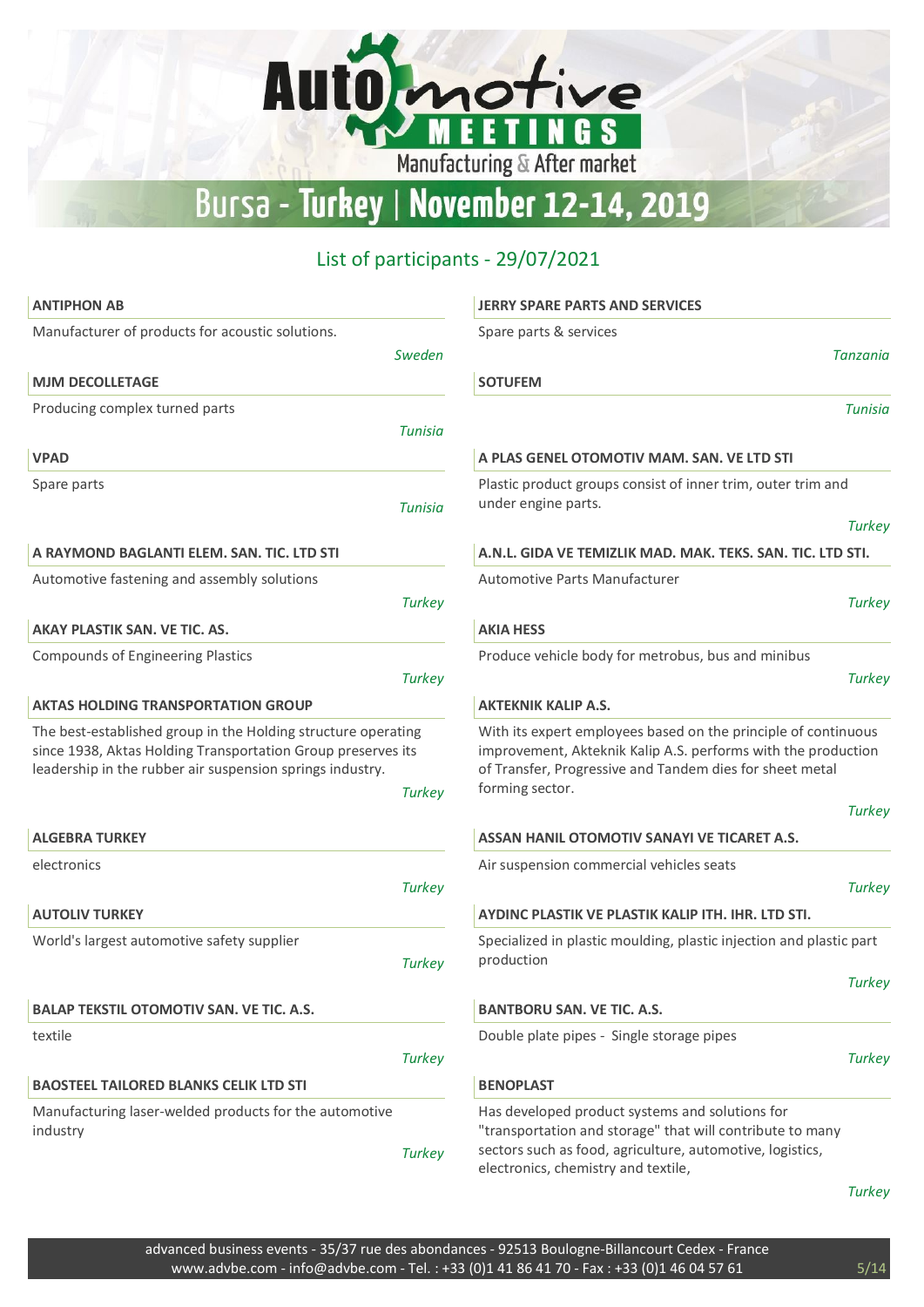# Automotive MEETINGS

Manufacturing & After market

## Bursa - Turkey | November 12-14, 2019

### List of participants - 29/07/2021

**ANTIPHON AB**

Manufacturer of products for acoustic solutions.

*Sweden*

**MJM DECOLLETAGE**

Producing complex turned parts

*Tunisia*

**VPAD**

Spare parts

*Tunisia*

**A RAYMOND BAGLANTI ELEM. SAN. TIC. LTD STI**

Automotive fastening and assembly solutions

*Turkey*

**AKAY PLASTIK SAN. VE TIC. AS.**

Compounds of Engineering Plastics

*Turkey*

**AKTAS HOLDING TRANSPORTATION GROUP**

The best-established group in the Holding structure operating since 1938, Aktas Holding Transportation Group preserves its leadership in the rubber air suspension springs industry.

*Turkey*

**ALGEBRA TURKEY**

electronics

*Turkey*

**AUTOLIV TURKEY**

World's largest automotive safety supplier

*Turkey*

**BALAP TEKSTIL OTOMOTIV SAN. VE TIC. A.S.**

textile

*Turkey*

**BAOSTEEL TAILORED BLANKS CELIK LTD STI**

Manufacturing laser-welded products for the automotive industry

*Turkey*

**JERRY SPARE PARTS AND SERVICES**

Spare parts & services

*Tanzania*

**SOTUFEM**

*Tunisia*

**A PLAS GENEL OTOMOTIV MAM. SAN. VE LTD STI**

Plastic product groups consist of inner trim, outer trim and under engine parts.

*Turkey*

**A.N.L. GIDA VE TEMIZLIK MAD. MAK. TEKS. SAN. TIC. LTD STI.**

Automotive Parts Manufacturer

*Turkey*

**AKIA HESS**

Produce vehicle body for metrobus, bus and minibus

*Turkey*

**AKTEKNIK KALIP A.S.**

With its expert employees based on the principle of continuous improvement, Akteknik Kalip A.S. performs with the production of Transfer, Progressive and Tandem dies for sheet metal forming sector.

*Turkey*

**ASSAN HANIL OTOMOTIV SANAYI VE TICARET A.S.**

Air suspension commercial vehicles seats

*Turkey*

**AYDINC PLASTIK VE PLASTIK KALIP ITH. IHR. LTD STI.**

Specialized in plastic moulding, plastic injection and plastic part production

*Turkey*

**BANTBORU SAN. VE TIC. A.S.**

Double plate pipes - Single storage pipes

*Turkey*

**BENOPLAST**

Has developed product systems and solutions for "transportation and storage" that will contribute to many sectors such as food, agriculture, automotive, logistics, electronics, chemistry and textile,

*Turkey*

advanced business events - 35/37 rue des abondances - 92513 Boulogne-Billancourt Cedex - France
www.advbe.com - info@advbe.com - Tel. : +33 (0)1 41 86 41 70 - Fax : +33 (0)1 46 04 57 61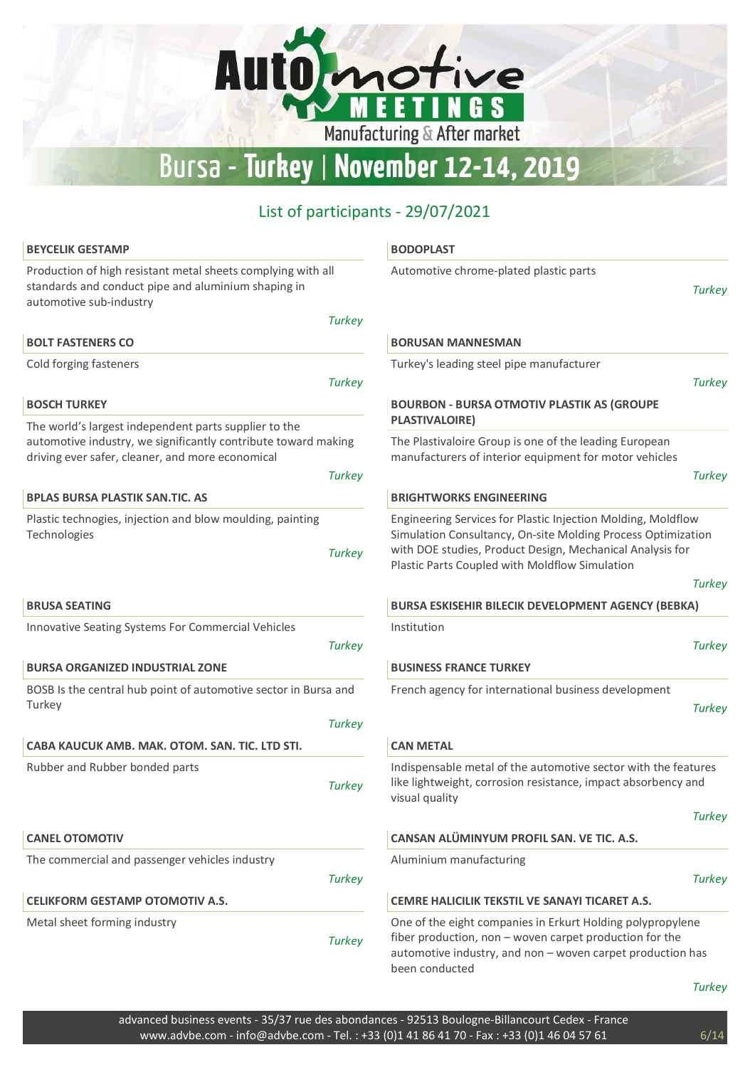# Automotive MEETINGS

Manufacturing & After market

## Bursa - Turkey | November 12-14, 2019

### List of participants - 29/07/2021

**BEYCELIK GESTAMP**

Production of high resistant metal sheets complying with all standards and conduct pipe and aluminium shaping in automotive sub-industry

*Turkey*

**BOLT FASTENERS CO**

Cold forging fasteners

*Turkey*

**BOSCH TURKEY**

The world's largest independent parts supplier to the automotive industry, we significantly contribute toward making driving ever safer, cleaner, and more economical

*Turkey*

**BPLAS BURSA PLASTIK SAN.TIC. AS**

Plastic technogies, injection and blow moulding, painting Technologies

*Turkey*

**BRUSA SEATING**

Innovative Seating Systems For Commercial Vehicles

*Turkey*

**BURSA ORGANIZED INDUSTRIAL ZONE**

BOSB Is the central hub point of automotive sector in Bursa and Turkey

*Turkey*

**CABA KAUCUK AMB. MAK. OTOM. SAN. TIC. LTD STI.**

Rubber and Rubber bonded parts

*Turkey*

**CANEL OTOMOTIV**

The commercial and passenger vehicles industry

*Turkey*

**CELIKFORM GESTAMP OTOMOTIV A.S.**

Metal sheet forming industry

*Turkey*

**BODOPLAST**

Automotive chrome-plated plastic parts

*Turkey*

**BORUSAN MANNESMAN**

Turkey's leading steel pipe manufacturer

*Turkey*

**BOURBON - BURSA OTMOTIV PLASTIK AS (GROUPE PLASTIVALOIRE)**

The Plastivaloire Group is one of the leading European manufacturers of interior equipment for motor vehicles

*Turkey*

**BRIGHTWORKS ENGINEERING**

Engineering Services for Plastic Injection Molding, Moldflow Simulation Consultancy, On-site Molding Process Optimization with DOE studies, Product Design, Mechanical Analysis for Plastic Parts Coupled with Moldflow Simulation

*Turkey*

**BURSA ESKISEHIR BILECIK DEVELOPMENT AGENCY (BEBKA)**

Institution

*Turkey*

**BUSINESS FRANCE TURKEY**

French agency for international business development

*Turkey*

**CAN METAL**

Indispensable metal of the automotive sector with the features like lightweight, corrosion resistance, impact absorbency and visual quality

*Turkey*

**CANSAN ALÜMINYUM PROFIL SAN. VE TIC. A.S.**

Aluminium manufacturing

*Turkey*

**CEMRE HALICILIK TEKSTIL VE SANAYI TICARET A.S.**

One of the eight companies in Erkurt Holding polypropylene fiber production, non – woven carpet production for the automotive industry, and non – woven carpet production has been conducted

*Turkey*

advanced business events - 35/37 rue des abondances - 92513 Boulogne-Billancourt Cedex - France
www.advbe.com - info@advbe.com - Tel. : +33 (0)1 41 86 41 70 - Fax : +33 (0)1 46 04 57 61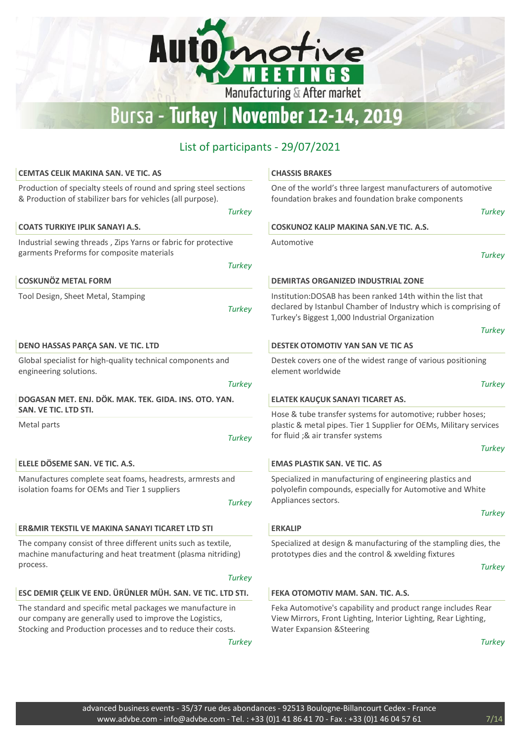# Automotive MEETINGS

Manufacturing & After market

## Bursa - Turkey | November 12-14, 2019

### List of participants - 29/07/2021

**CEMTAS CELIK MAKINA SAN. VE TIC. AS**

Production of specialty steels of round and spring steel sections & Production of stabilizer bars for vehicles (all purpose).

*Turkey*

**COATS TURKIYE IPLIK SANAYI A.S.**

Industrial sewing threads , Zips Yarns or fabric for protective garments Preforms for composite materials

*Turkey*

**COSKUNÖZ METAL FORM**

Tool Design, Sheet Metal, Stamping

*Turkey*

**DENO HASSAS PARÇA SAN. VE TIC. LTD**

Global specialist for high-quality technical components and engineering solutions.

*Turkey*

**DOGASAN MET. ENJ. DÖK. MAK. TEK. GIDA. INS. OTO. YAN. SAN. VE TIC. LTD STI.**

Metal parts

*Turkey*

**ELELE DÖSEME SAN. VE TIC. A.S.**

Manufactures complete seat foams, headrests, armrests and isolation foams for OEMs and Tier 1 suppliers

*Turkey*

**ER&MIR TEKSTIL VE MAKINA SANAYI TICARET LTD STI**

The company consist of three different units such as textile, machine manufacturing and heat treatment (plasma nitriding) process.

*Turkey*

**ESC DEMIR ÇELIK VE END. ÜRÜNLER MÜH. SAN. VE TIC. LTD STI.**

The standard and specific metal packages we manufacture in our company are generally used to improve the Logistics, Stocking and Production processes and to reduce their costs.

*Turkey*

**CHASSIS BRAKES**

One of the world's three largest manufacturers of automotive foundation brakes and foundation brake components

*Turkey*

**COSKUNOZ KALIP MAKINA SAN.VE TIC. A.S.**

Automotive

*Turkey*

**DEMIRTAS ORGANIZED INDUSTRIAL ZONE**

Institution:DOSAB has been ranked 14th within the list that declared by Istanbul Chamber of Industry which is comprising of Turkey's Biggest 1,000 Industrial Organization

*Turkey*

**DESTEK OTOMOTIV YAN SAN VE TIC AS**

Destek covers one of the widest range of various positioning element worldwide

*Turkey*

**ELATEK KAUÇUK SANAYI TICARET AS.**

Hose & tube transfer systems for automotive; rubber hoses; plastic & metal pipes. Tier 1 Supplier for OEMs, Military services for fluid ;& air transfer systems

*Turkey*

**EMAS PLASTIK SAN. VE TIC. AS**

Specialized in manufacturing of engineering plastics and polyolefin compounds, especially for Automotive and White Appliances sectors.

*Turkey*

**ERKALIP**

Specialized at design & manufacturing of the stampling dies, the prototypes dies and the control & xwelding fixtures

*Turkey*

**FEKA OTOMOTIV MAM. SAN. TIC. A.S.**

Feka Automotive's capability and product range includes Rear View Mirrors, Front Lighting, Interior Lighting, Rear Lighting, Water Expansion &Steering

*Turkey*

advanced business events - 35/37 rue des abondances - 92513 Boulogne-Billancourt Cedex - France
www.advbe.com - info@advbe.com - Tel. : +33 (0)1 41 86 41 70 - Fax : +33 (0)1 46 04 57 61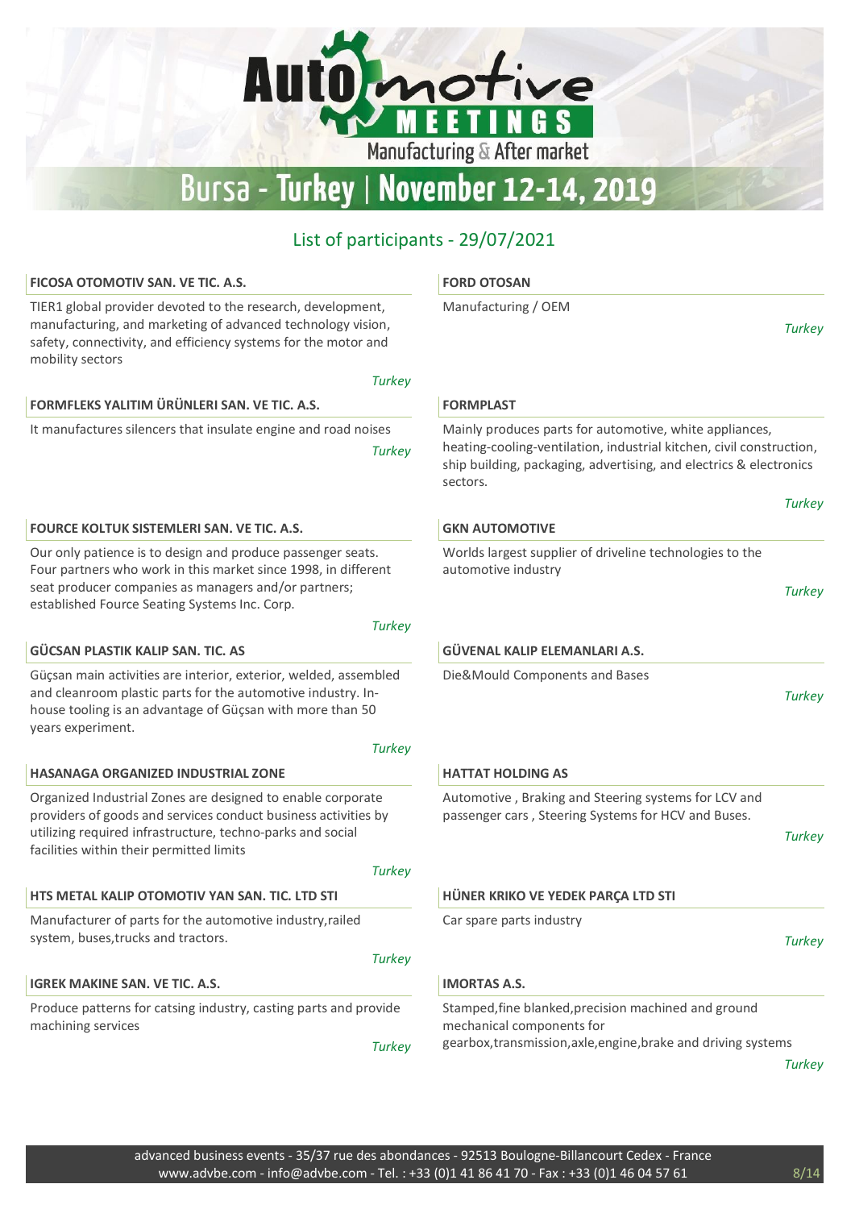# Automotive MEETINGS

Manufacturing & After market

# Bursa - Turkey | November 12-14, 2019

## List of participants - 29/07/2021

### FICOSA OTOMOTIV SAN. VE TIC. A.S.

TIER1 global provider devoted to the research, development, manufacturing, and marketing of advanced technology vision, safety, connectivity, and efficiency systems for the motor and mobility sectors

*Turkey*

### FORD OTOSAN

Manufacturing / OEM

*Turkey*

### FORMFLEKS YALITIM ÜRÜNLERI SAN. VE TIC. A.S.

It manufactures silencers that insulate engine and road noises

*Turkey*

### FORMPLAST

Mainly produces parts for automotive, white appliances, heating-cooling-ventilation, industrial kitchen, civil construction, ship building, packaging, advertising, and electrics & electronics sectors.

*Turkey*

### FOURCE KOLTUK SISTEMLERI SAN. VE TIC. A.S.

Our only patience is to design and produce passenger seats. Four partners who work in this market since 1998, in different seat producer companies as managers and/or partners; established Fource Seating Systems Inc. Corp.

*Turkey*

### GKN AUTOMOTIVE

Worlds largest supplier of driveline technologies to the automotive industry

*Turkey*

### GÜCSAN PLASTIK KALIP SAN. TIC. AS

Güçsan main activities are interior, exterior, welded, assembled and cleanroom plastic parts for the automotive industry. In-house tooling is an advantage of Güçsan with more than 50 years experiment.

*Turkey*

### GÜVENAL KALIP ELEMANLARI A.S.

Die&Mould Components and Bases

*Turkey*

### HASANAGA ORGANIZED INDUSTRIAL ZONE

Organized Industrial Zones are designed to enable corporate providers of goods and services conduct business activities by utilizing required infrastructure, techno-parks and social facilities within their permitted limits

*Turkey*

### HATTAT HOLDING AS

Automotive , Braking and Steering systems for LCV and passenger cars , Steering Systems for HCV and Buses.

*Turkey*

### HTS METAL KALIP OTOMOTIV YAN SAN. TIC. LTD STI

Manufacturer of parts for the automotive industry,railed system, buses,trucks and tractors.

*Turkey*

### HÜNER KRIKO VE YEDEK PARÇA LTD STI

Car spare parts industry

*Turkey*

### IGREK MAKINE SAN. VE TIC. A.S.

Produce patterns for catsing industry, casting parts and provide machining services

*Turkey*

### IMORTAS A.S.

Stamped,fine blanked,precision machined and ground mechanical components for gearbox,transmission,axle,engine,brake and driving systems

*Turkey*

advanced business events - 35/37 rue des abondances - 92513 Boulogne-Billancourt Cedex - France
www.advbe.com - info@advbe.com - Tel. : +33 (0)1 41 86 41 70 - Fax : +33 (0)1 46 04 57 61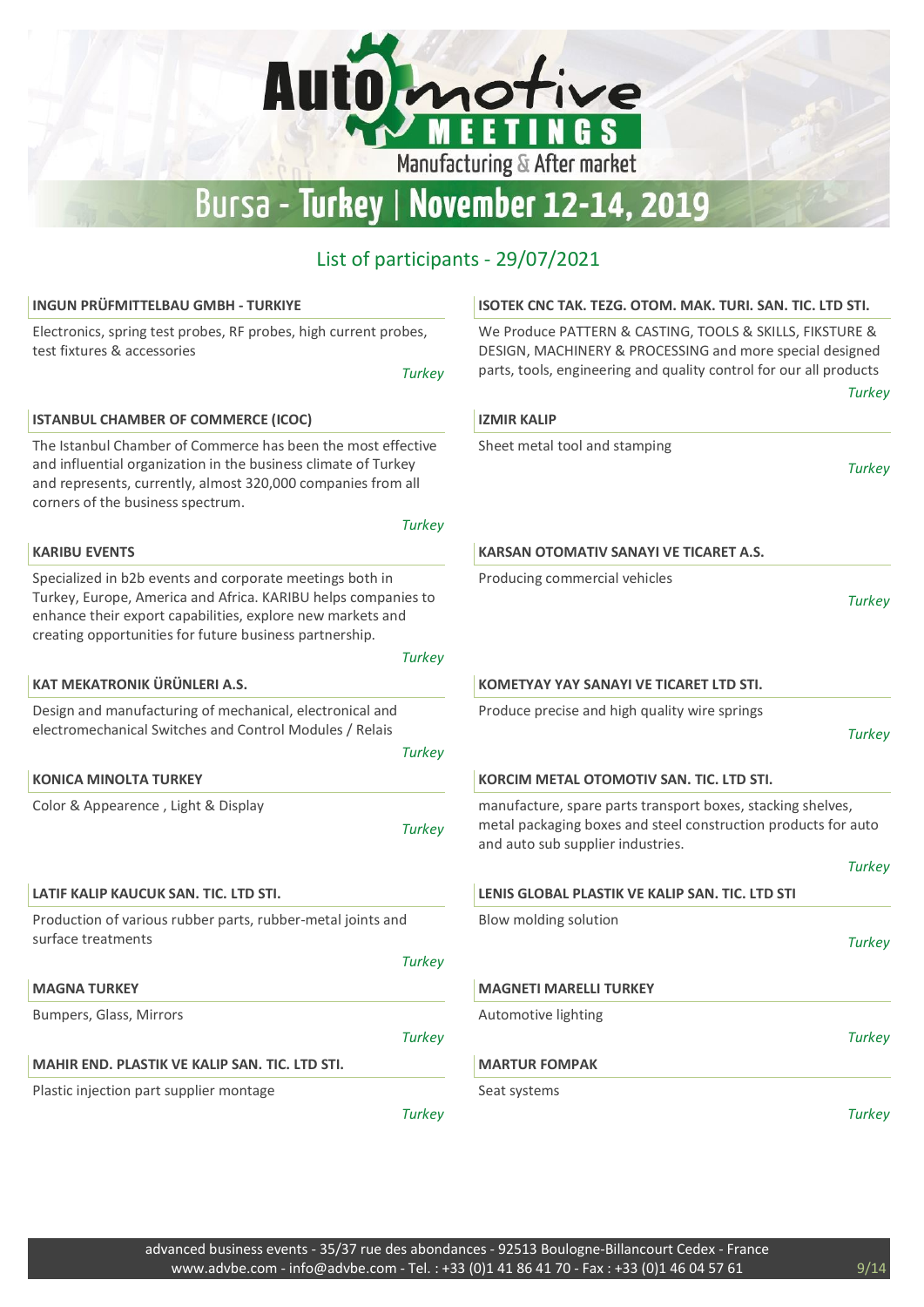# Automotive MEETINGS

Manufacturing & After market

## Bursa - Turkey | November 12-14, 2019

### List of participants - 29/07/2021

**INGUN PRÜFMITTELBAU GMBH - TURKIYE**

Electronics, spring test probes, RF probes, high current probes, test fixtures & accessories

*Turkey*

**ISOTEK CNC TAK. TEZG. OTOM. MAK. TURI. SAN. TIC. LTD STI.**

We Produce PATTERN & CASTING, TOOLS & SKILLS, FIKSTURE & DESIGN, MACHINERY & PROCESSING and more special designed parts, tools, engineering and quality control for our all products

*Turkey*

**ISTANBUL CHAMBER OF COMMERCE (ICOC)**

The Istanbul Chamber of Commerce has been the most effective and influential organization in the business climate of Turkey and represents, currently, almost 320,000 companies from all corners of the business spectrum.

*Turkey*

**IZMIR KALIP**

Sheet metal tool and stamping

*Turkey*

**KARIBU EVENTS**

Specialized in b2b events and corporate meetings both in Turkey, Europe, America and Africa. KARIBU helps companies to enhance their export capabilities, explore new markets and creating opportunities for future business partnership.

*Turkey*

**KARSAN OTOMATIV SANAYI VE TICARET A.S.**

Producing commercial vehicles

*Turkey*

**KAT MEKATRONIK ÜRÜNLERI A.S.**

Design and manufacturing of mechanical, electronical and electromechanical Switches and Control Modules / Relais

*Turkey*

**KOMETYAY YAY SANAYI VE TICARET LTD STI.**

Produce precise and high quality wire springs

*Turkey*

**KONICA MINOLTA TURKEY**

Color & Appearence , Light & Display

*Turkey*

**KORCIM METAL OTOMOTIV SAN. TIC. LTD STI.**

manufacture, spare parts transport boxes, stacking shelves, metal packaging boxes and steel construction products for auto and auto sub supplier industries.

*Turkey*

**LATIF KALIP KAUCUK SAN. TIC. LTD STI.**

Production of various rubber parts, rubber-metal joints and surface treatments

*Turkey*

**LENIS GLOBAL PLASTIK VE KALIP SAN. TIC. LTD STI**

Blow molding solution

*Turkey*

**MAGNA TURKEY**

Bumpers, Glass, Mirrors

*Turkey*

**MAGNETI MARELLI TURKEY**

Automotive lighting

*Turkey*

**MAHIR END. PLASTIK VE KALIP SAN. TIC. LTD STI.**

Plastic injection part supplier montage

*Turkey*

**MARTUR FOMPAK**

Seat systems

*Turkey*

advanced business events - 35/37 rue des abondances - 92513 Boulogne-Billancourt Cedex - France
www.advbe.com - info@advbe.com - Tel. : +33 (0)1 41 86 41 70 - Fax : +33 (0)1 46 04 57 61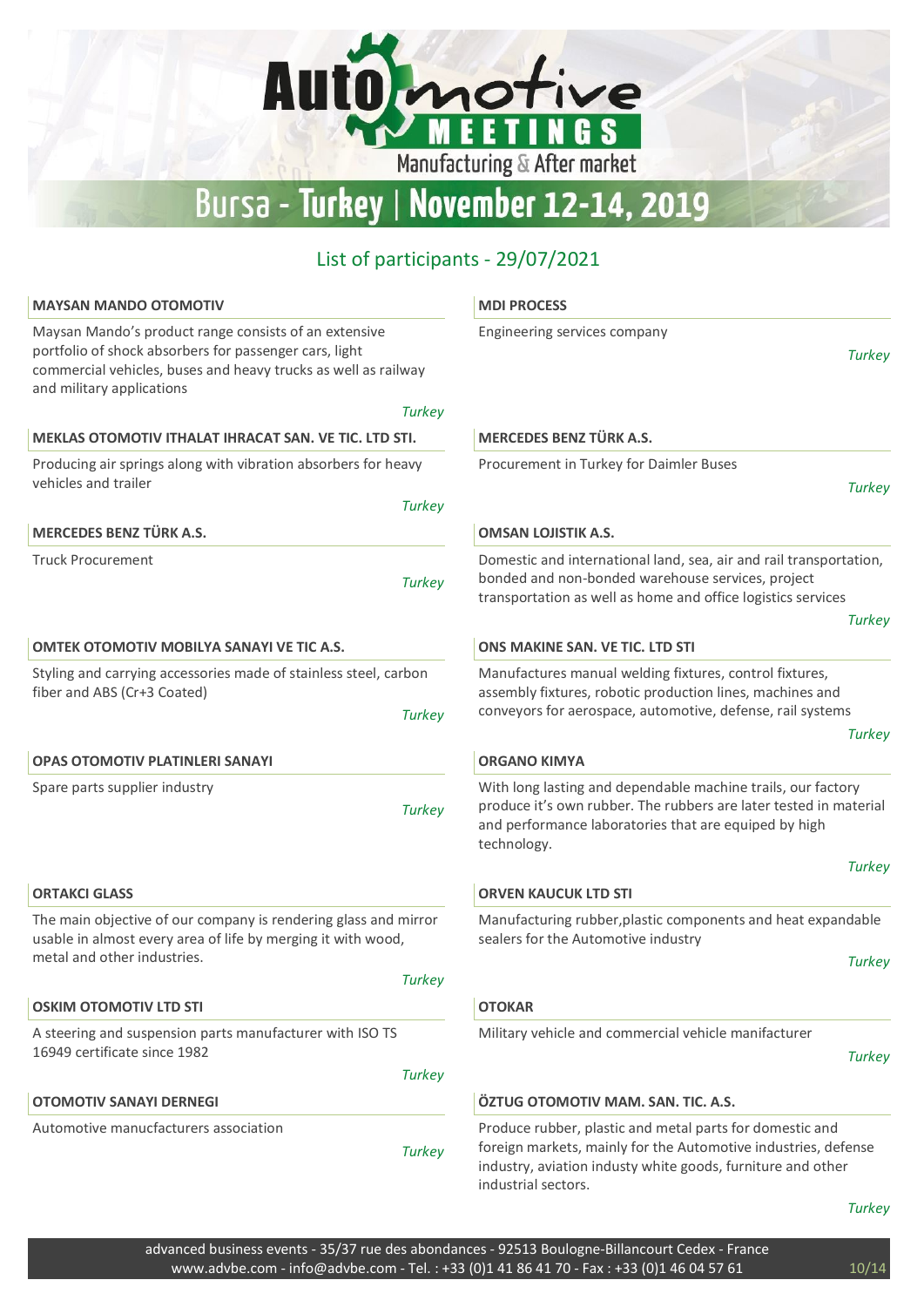# Automotive MEETINGS

Manufacturing & After market

## Bursa - Turkey | November 12-14, 2019

### List of participants - 29/07/2021

**MAYSAN MANDO OTOMOTIV**

Maysan Mando's product range consists of an extensive portfolio of shock absorbers for passenger cars, light commercial vehicles, buses and heavy trucks as well as railway and military applications

*Turkey*

**MEKLAS OTOMOTIV ITHALAT IHRACAT SAN. VE TIC. LTD STI.**

Producing air springs along with vibration absorbers for heavy vehicles and trailer

*Turkey*

**MERCEDES BENZ TÜRK A.S.**

Truck Procurement

*Turkey*

**OMTEK OTOMOTIV MOBILYA SANAYI VE TIC A.S.**

Styling and carrying accessories made of stainless steel, carbon fiber and ABS (Cr+3 Coated)

*Turkey*

**OPAS OTOMOTIV PLATINLERI SANAYI**

Spare parts supplier industry

*Turkey*

**ORTAKCI GLASS**

The main objective of our company is rendering glass and mirror usable in almost every area of life by merging it with wood, metal and other industries.

*Turkey*

**OSKIM OTOMOTIV LTD STI**

A steering and suspension parts manufacturer with ISO TS 16949 certificate since 1982

*Turkey*

**OTOMOTIV SANAYI DERNEGI**

Automotive manucfacturers association

*Turkey*

**MDI PROCESS**

Engineering services company

*Turkey*

**MERCEDES BENZ TÜRK A.S.**

Procurement in Turkey for Daimler Buses

*Turkey*

**OMSAN LOJISTIK A.S.**

Domestic and international land, sea, air and rail transportation, bonded and non-bonded warehouse services, project transportation as well as home and office logistics services

*Turkey*

**ONS MAKINE SAN. VE TIC. LTD STI**

Manufactures manual welding fixtures, control fixtures, assembly fixtures, robotic production lines, machines and conveyors for aerospace, automotive, defense, rail systems

*Turkey*

**ORGANO KIMYA**

With long lasting and dependable machine trails, our factory produce it's own rubber. The rubbers are later tested in material and performance laboratories that are equiped by high technology.

*Turkey*

**ORVEN KAUCUK LTD STI**

Manufacturing rubber,plastic components and heat expandable sealers for the Automotive industry

*Turkey*

**OTOKAR**

Military vehicle and commercial vehicle manifacturer

*Turkey*

**ÖZTUG OTOMOTIV MAM. SAN. TIC. A.S.**

Produce rubber, plastic and metal parts for domestic and foreign markets, mainly for the Automotive industries, defense industry, aviation industy white goods, furniture and other industrial sectors.

*Turkey*

advanced business events - 35/37 rue des abondances - 92513 Boulogne-Billancourt Cedex - France
www.advbe.com - info@advbe.com - Tel. : +33 (0)1 41 86 41 70 - Fax : +33 (0)1 46 04 57 61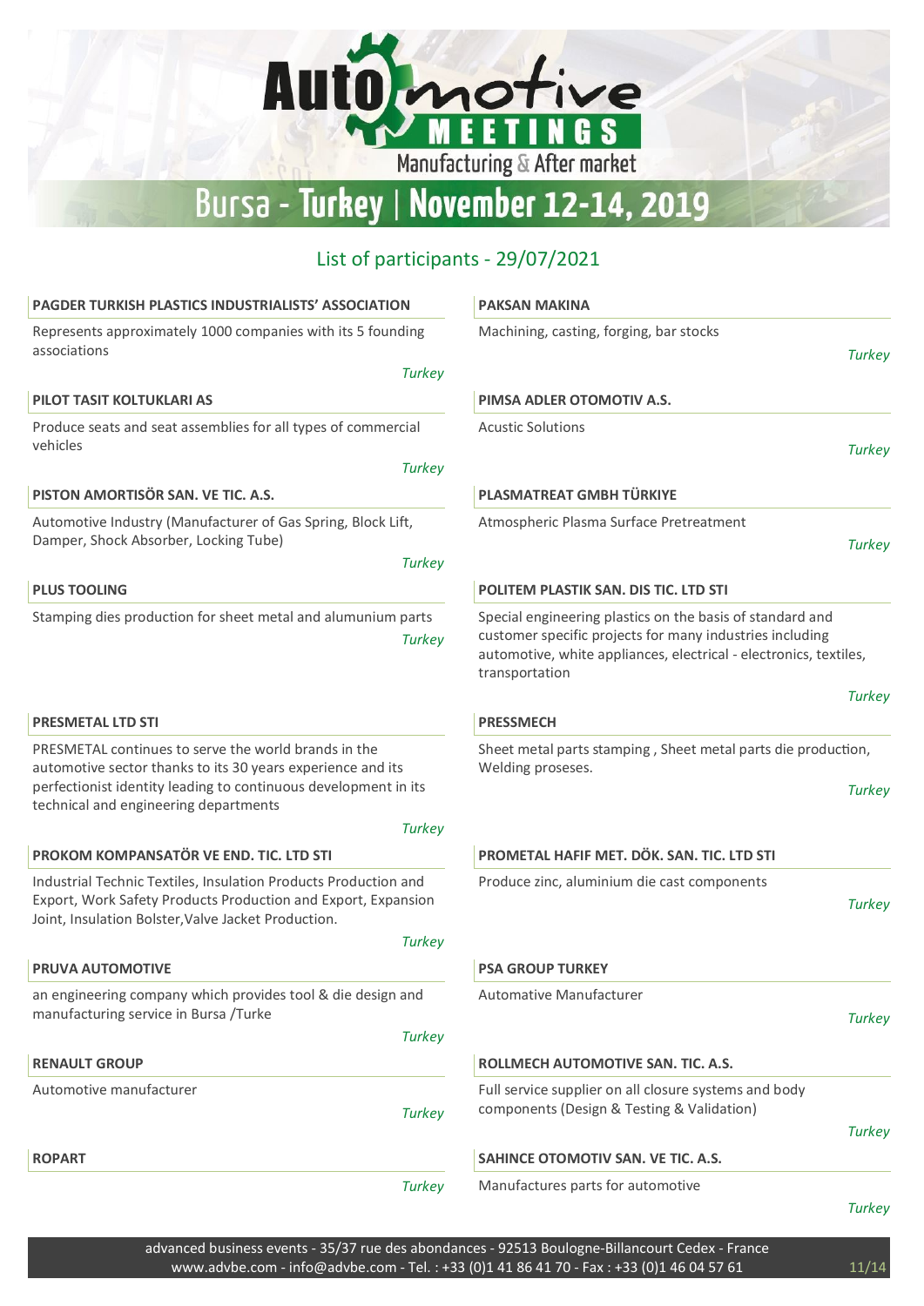# Automotive MEETINGS

Manufacturing & After market

## Bursa - Turkey | November 12-14, 2019

### List of participants - 29/07/2021

**PAGDER TURKISH PLASTICS INDUSTRIALISTS' ASSOCIATION**

Represents approximately 1000 companies with its 5 founding associations

*Turkey*

**PILOT TASIT KOLTUKLARI AS**

Produce seats and seat assemblies for all types of commercial vehicles

*Turkey*

**PISTON AMORTISÖR SAN. VE TIC. A.S.**

Automotive Industry (Manufacturer of Gas Spring, Block Lift, Damper, Shock Absorber, Locking Tube)

*Turkey*

**PLUS TOOLING**

Stamping dies production for sheet metal and alumunium parts

*Turkey*

**PRESMETAL LTD STI**

PRESMETAL continues to serve the world brands in the automotive sector thanks to its 30 years experience and its perfectionist identity leading to continuous development in its technical and engineering departments

*Turkey*

**PROKOM KOMPANSATÖR VE END. TIC. LTD STI**

Industrial Technic Textiles, Insulation Products Production and Export, Work Safety Products Production and Export, Expansion Joint, Insulation Bolster,Valve Jacket Production.

*Turkey*

**PRUVA AUTOMOTIVE**

an engineering company which provides tool & die design and manufacturing service in Bursa /Turke

*Turkey*

**RENAULT GROUP**

Automotive manufacturer

*Turkey*

**ROPART**

*Turkey*

**PAKSAN MAKINA**

Machining, casting, forging, bar stocks

*Turkey*

**PIMSA ADLER OTOMOTIV A.S.**

Acustic Solutions

*Turkey*

**PLASMATREAT GMBH TÜRKIYE**

Atmospheric Plasma Surface Pretreatment

*Turkey*

**POLITEM PLASTIK SAN. DIS TIC. LTD STI**

Special engineering plastics on the basis of standard and customer specific projects for many industries including automotive, white appliances, electrical - electronics, textiles, transportation

*Turkey*

**PRESSMECH**

Sheet metal parts stamping , Sheet metal parts die production, Welding proseses.

*Turkey*

**PROMETAL HAFIF MET. DÖK. SAN. TIC. LTD STI**

Produce zinc, aluminium die cast components

*Turkey*

**PSA GROUP TURKEY**

Automative Manufacturer

*Turkey*

**ROLLMECH AUTOMOTIVE SAN. TIC. A.S.**

Full service supplier on all closure systems and body components (Design & Testing & Validation)

*Turkey*

**SAHINCE OTOMOTIV SAN. VE TIC. A.S.**

Manufactures parts for automotive

*Turkey*

advanced business events - 35/37 rue des abondances - 92513 Boulogne-Billancourt Cedex - France
www.advbe.com - info@advbe.com - Tel. : +33 (0)1 41 86 41 70 - Fax : +33 (0)1 46 04 57 61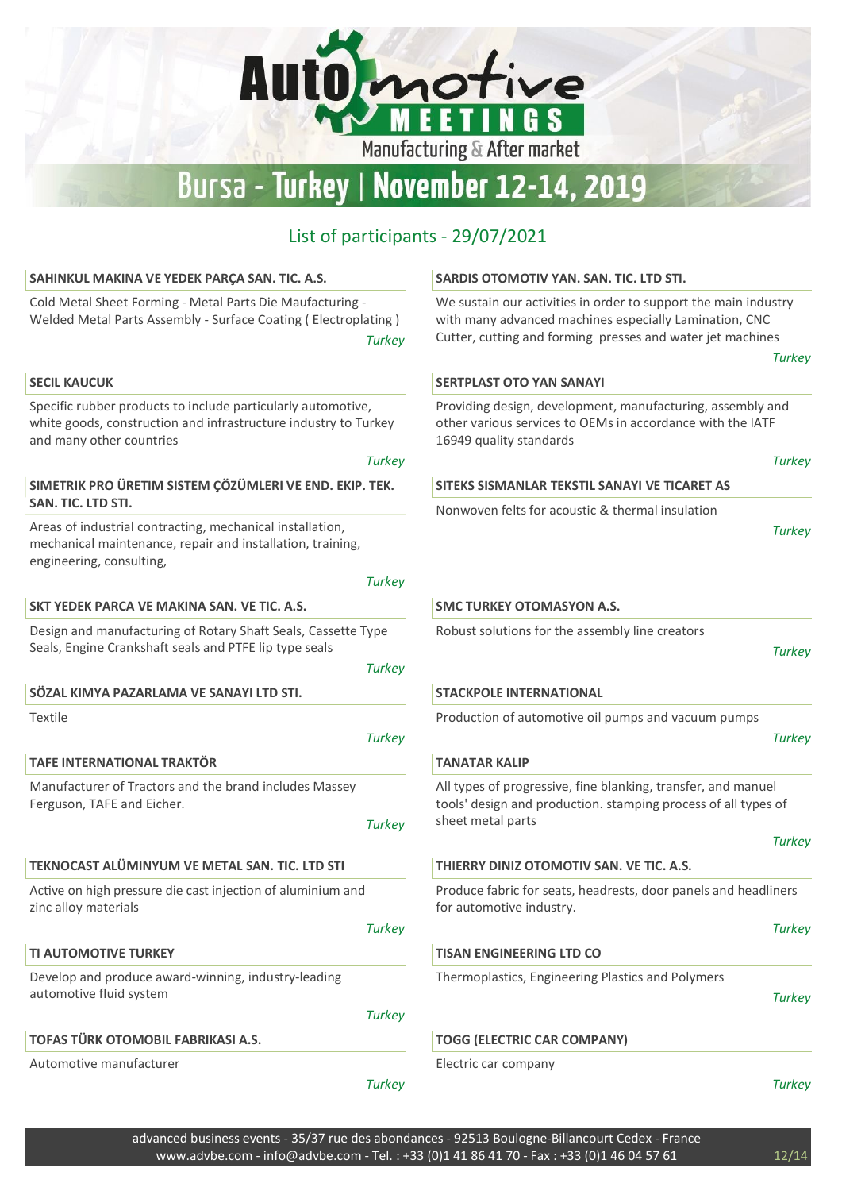# Automotive MEETINGS

Manufacturing & After market

## Bursa - Turkey | November 12-14, 2019

### List of participants - 29/07/2021

**SAHINKUL MAKINA VE YEDEK PARÇA SAN. TIC. A.S.**

Cold Metal Sheet Forming - Metal Parts Die Maufacturing - Welded Metal Parts Assembly - Surface Coating ( Electroplating )

*Turkey*

**SECIL KAUCUK**

Specific rubber products to include particularly automotive, white goods, construction and infrastructure industry to Turkey and many other countries

*Turkey*

**SIMETRIK PRO ÜRETIM SISTEM ÇÖZÜMLERI VE END. EKIP. TEK. SAN. TIC. LTD STI.**

Areas of industrial contracting, mechanical installation, mechanical maintenance, repair and installation, training, engineering, consulting,

*Turkey*

**SKT YEDEK PARCA VE MAKINA SAN. VE TIC. A.S.**

Design and manufacturing of Rotary Shaft Seals, Cassette Type Seals, Engine Crankshaft seals and PTFE lip type seals

*Turkey*

**SÖZAL KIMYA PAZARLAMA VE SANAYI LTD STI.**

Textile

*Turkey*

**TAFE INTERNATIONAL TRAKTÖR**

Manufacturer of Tractors and the brand includes Massey Ferguson, TAFE and Eicher.

*Turkey*

**TEKNOCAST ALÜMINYUM VE METAL SAN. TIC. LTD STI**

Active on high pressure die cast injection of aluminium and zinc alloy materials

*Turkey*

**TI AUTOMOTIVE TURKEY**

Develop and produce award-winning, industry-leading automotive fluid system

*Turkey*

**TOFAS TÜRK OTOMOBIL FABRIKASI A.S.**

Automotive manufacturer

*Turkey*

**SARDIS OTOMOTIV YAN. SAN. TIC. LTD STI.**

We sustain our activities in order to support the main industry with many advanced machines especially Lamination, CNC Cutter, cutting and forming presses and water jet machines

*Turkey*

**SERTPLAST OTO YAN SANAYI**

Providing design, development, manufacturing, assembly and other various services to OEMs in accordance with the IATF 16949 quality standards

*Turkey*

**SITEKS SISMANLAR TEKSTIL SANAYI VE TICARET AS**

Nonwoven felts for acoustic & thermal insulation

*Turkey*

**SMC TURKEY OTOMASYON A.S.**

Robust solutions for the assembly line creators

*Turkey*

**STACKPOLE INTERNATIONAL**

Production of automotive oil pumps and vacuum pumps

*Turkey*

**TANATAR KALIP**

All types of progressive, fine blanking, transfer, and manuel tools' design and production. stamping process of all types of sheet metal parts

*Turkey*

**THIERRY DINIZ OTOMOTIV SAN. VE TIC. A.S.**

Produce fabric for seats, headrests, door panels and headliners for automotive industry.

*Turkey*

**TISAN ENGINEERING LTD CO**

Thermoplastics, Engineering Plastics and Polymers

*Turkey*

**TOGG (ELECTRIC CAR COMPANY)**

Electric car company

*Turkey*

advanced business events - 35/37 rue des abondances - 92513 Boulogne-Billancourt Cedex - France
www.advbe.com - info@advbe.com - Tel. : +33 (0)1 41 86 41 70 - Fax : +33 (0)1 46 04 57 61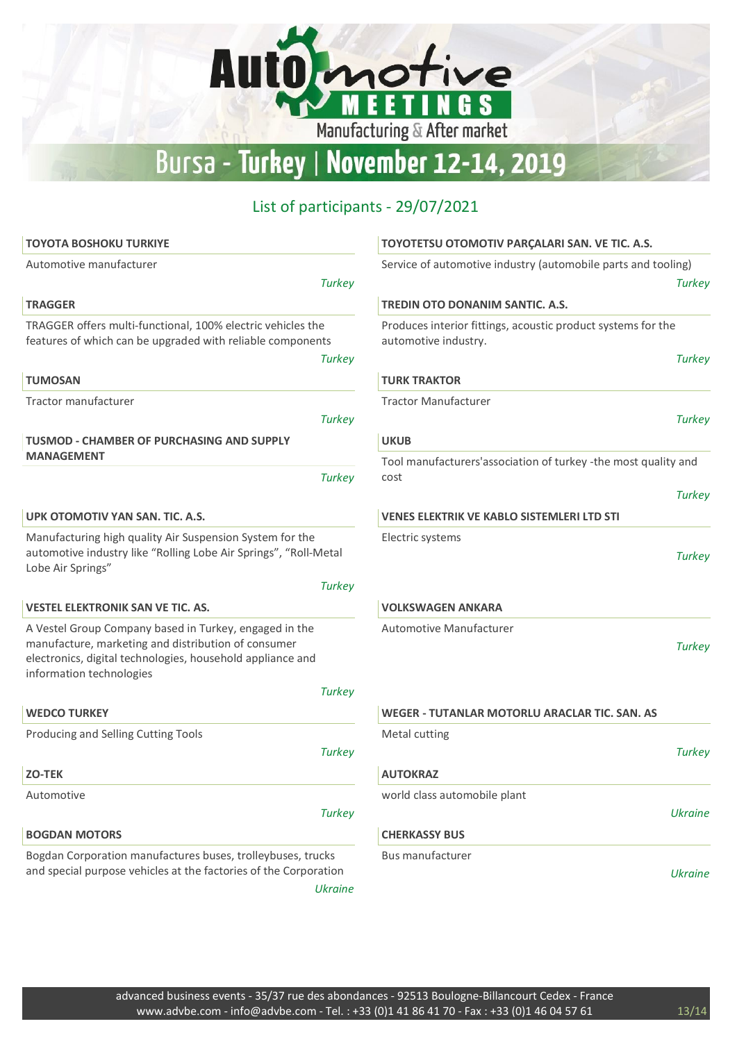# Automotive MEETINGS
Manufacturing & After market

## Bursa - Turkey | November 12-14, 2019

### List of participants - 29/07/2021

**TOYOTA BOSHOKU TURKIYE**

Automotive manufacturer

*Turkey*

**TOYOTETSU OTOMOTIV PARÇALARI SAN. VE TIC. A.S.**

Service of automotive industry (automobile parts and tooling)

*Turkey*

**TRAGGER**

TRAGGER offers multi-functional, 100% electric vehicles the features of which can be upgraded with reliable components

*Turkey*

**TREDIN OTO DONANIM SANTIC. A.S.**

Produces interior fittings, acoustic product systems for the automotive industry.

*Turkey*

**TUMOSAN**

Tractor manufacturer

*Turkey*

**TURK TRAKTOR**

Tractor Manufacturer

*Turkey*

**TUSMOD - CHAMBER OF PURCHASING AND SUPPLY MANAGEMENT**

*Turkey*

**UKUB**

Tool manufacturers'association of turkey -the most quality and cost

*Turkey*

**UPK OTOMOTIV YAN SAN. TIC. A.S.**

Manufacturing high quality Air Suspension System for the automotive industry like “Rolling Lobe Air Springs”, “Roll-Metal Lobe Air Springs”

*Turkey*

**VENES ELEKTRIK VE KABLO SISTEMLERI LTD STI**

Electric systems

*Turkey*

**VESTEL ELEKTRONIK SAN VE TIC. AS.**

A Vestel Group Company based in Turkey, engaged in the manufacture, marketing and distribution of consumer electronics, digital technologies, household appliance and information technologies

*Turkey*

**VOLKSWAGEN ANKARA**

Automotive Manufacturer

*Turkey*

**WEDCO TURKEY**

Producing and Selling Cutting Tools

*Turkey*

**WEGER - TUTANLAR MOTORLU ARACLAR TIC. SAN. AS**

Metal cutting

*Turkey*

**ZO-TEK**

Automotive

*Turkey*

**AUTOKRAZ**

world class automobile plant

*Ukraine*

**BOGDAN MOTORS**

Bogdan Corporation manufactures buses, trolleybuses, trucks and special purpose vehicles at the factories of the Corporation

*Ukraine*

**CHERKASSY BUS**

Bus manufacturer

*Ukraine*

advanced business events - 35/37 rue des abondances - 92513 Boulogne-Billancourt Cedex - France
www.advbe.com - info@advbe.com - Tel. : +33 (0)1 41 86 41 70 - Fax : +33 (0)1 46 04 57 61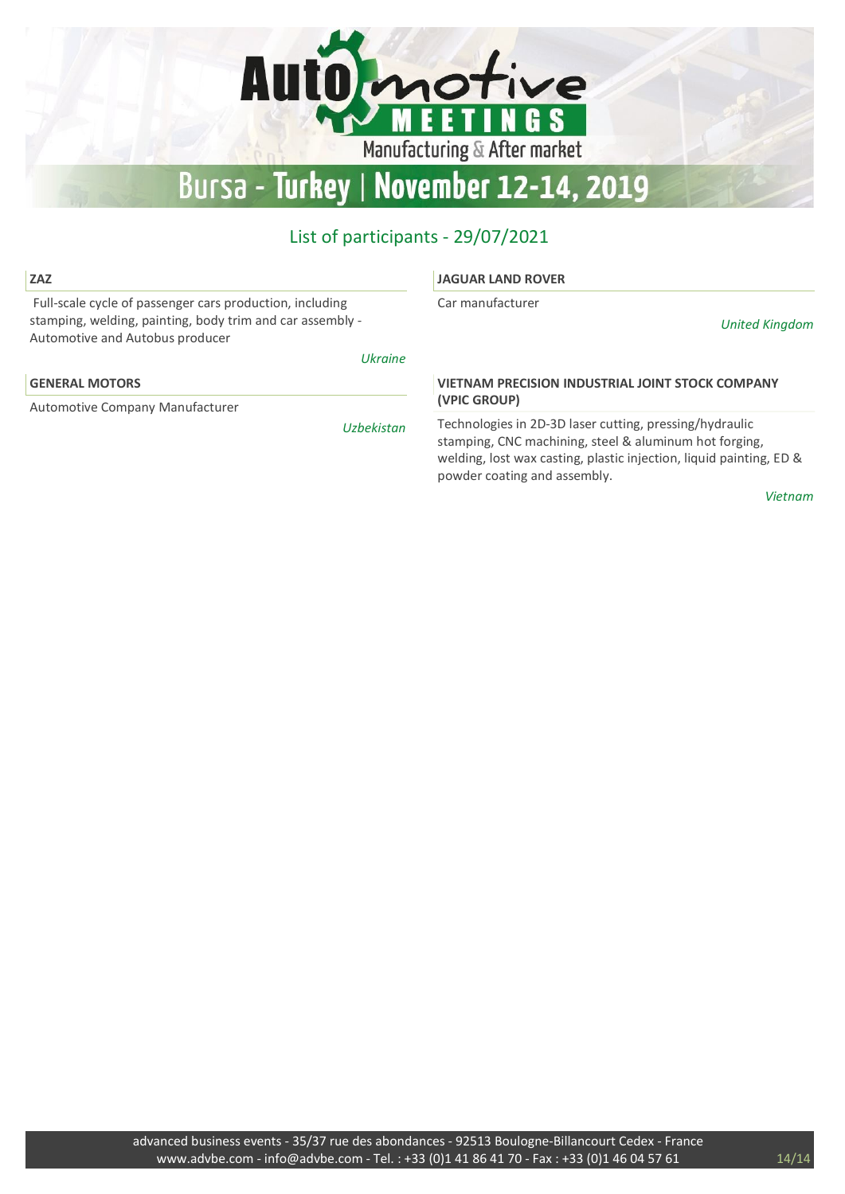# Automotive MEETINGS

Manufacturing & After market

## Bursa - Turkey | November 12-14, 2019

### List of participants - 29/07/2021

**ZAZ**

Full-scale cycle of passenger cars production, including stamping, welding, painting, body trim and car assembly - Automotive and Autobus producer

*Ukraine*

**GENERAL MOTORS**

Automotive Company Manufacturer

*Uzbekistan*

**JAGUAR LAND ROVER**

Car manufacturer

*United Kingdom*

**VIETNAM PRECISION INDUSTRIAL JOINT STOCK COMPANY (VPIC GROUP)**

Technologies in 2D-3D laser cutting, pressing/hydraulic stamping, CNC machining, steel & aluminum hot forging, welding, lost wax casting, plastic injection, liquid painting, ED & powder coating and assembly.

*Vietnam*

advanced business events - 35/37 rue des abondances - 92513 Boulogne-Billancourt Cedex - France
www.advbe.com - info@advbe.com - Tel. : +33 (0)1 41 86 41 70 - Fax : +33 (0)1 46 04 57 61